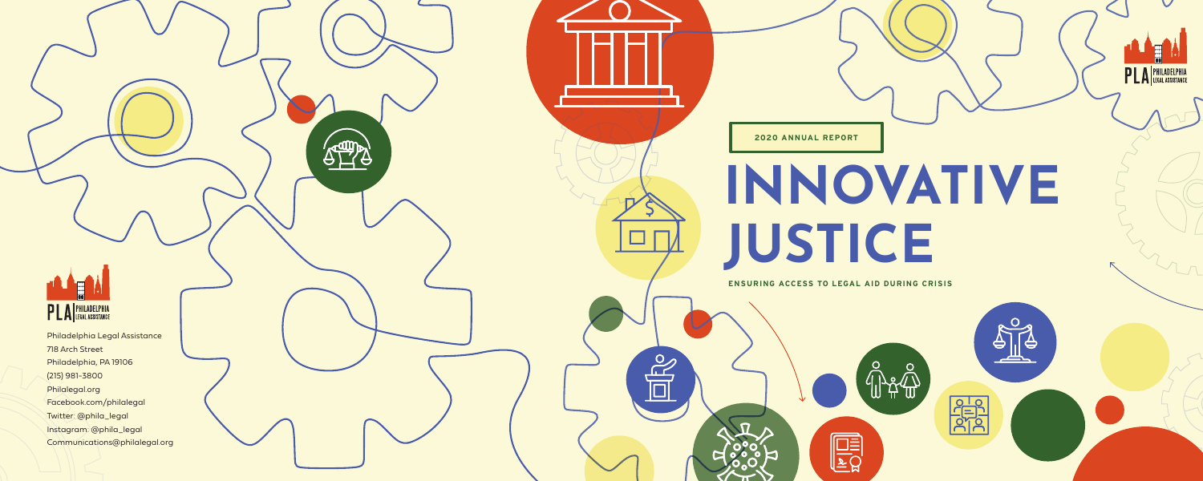**2020 ANNUAL REPORT**

# INNOVATIVE JUSTICE

**ENSURING ACCESS TO LEGAL AID DURING CRISIS**

PLA | PHILADELPHIA LEGAL ASSISTANCE

Philadelphia Legal Assistance
718 Arch Street
Philadelphia, PA 19106
(215) 981-3800
Philalegal.org
Facebook.com/philalegal
Twitter: @phila_legal
Instagram: @phila_legal
Communications@philalegal.org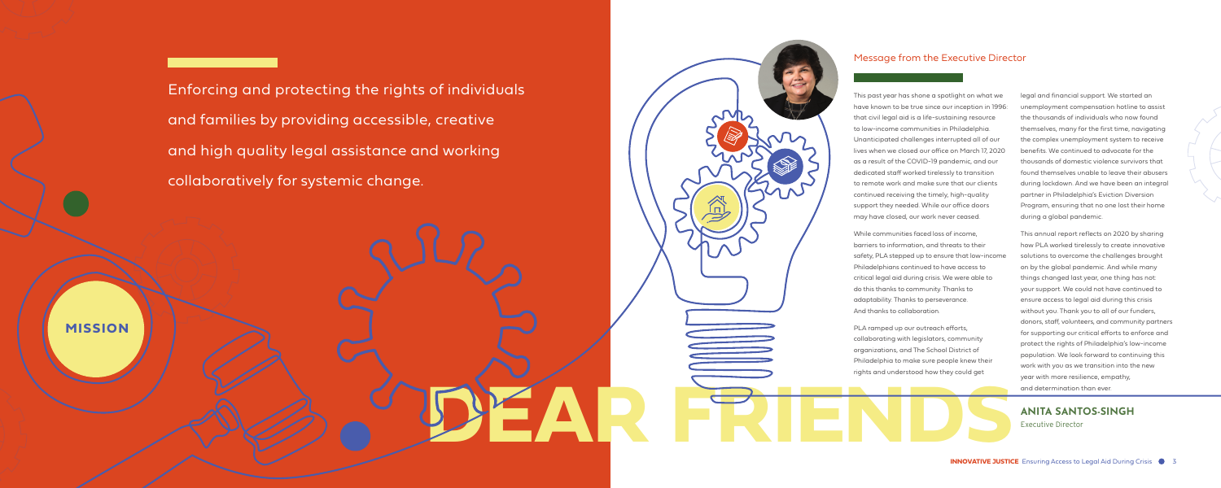## MISSION

Enforcing and protecting the rights of individuals and families by providing accessible, creative and high quality legal assistance and working collaboratively for systemic change.

# DEAR FRIENDS

### Message from the Executive Director

This past year has shone a spotlight on what we have known to be true since our inception in 1996: that civil legal aid is a life-sustaining resource to low-income communities in Philadelphia. Unanticipated challenges interrupted all of our lives when we closed our office on March 17, 2020 as a result of the COVID-19 pandemic, and our dedicated staff worked tirelessly to transition to remote work and make sure that our clients continued receiving the timely, high-quality support they needed. While our office doors may have closed, our work never ceased.

While communities faced loss of income, barriers to information, and threats to their safety, PLA stepped up to ensure that low-income Philadelphians continued to have access to critical legal aid during crisis. We were able to do this thanks to community. Thanks to adaptability. Thanks to perseverance. And thanks to collaboration.

PLA ramped up our outreach efforts, collaborating with legislators, community organizations, and The School District of Philadelphia to make sure people knew their rights and understood how they could get legal and financial support. We started an unemployment compensation hotline to assist the thousands of individuals who now found themselves, many for the first time, navigating the complex unemployment system to receive benefits. We continued to advocate for the thousands of domestic violence survivors that found themselves unable to leave their abusers during lockdown. And we have been an integral partner in Philadelphia's Eviction Diversion Program, ensuring that no one lost their home during a global pandemic.

This annual report reflects on 2020 by sharing how PLA worked tirelessly to create innovative solutions to overcome the challenges brought on by the global pandemic. And while many things changed last year, one thing has not: your support. We could not have continued to ensure access to legal aid during this crisis without you. Thank you to all of our funders, donors, staff, volunteers, and community partners for supporting our critical efforts to enforce and protect the rights of Philadelphia's low-income population. We look forward to continuing this work with you as we transition into the new year with more resilience, empathy, and determination than ever.

**ANITA SANTOS-SINGH**
Executive Director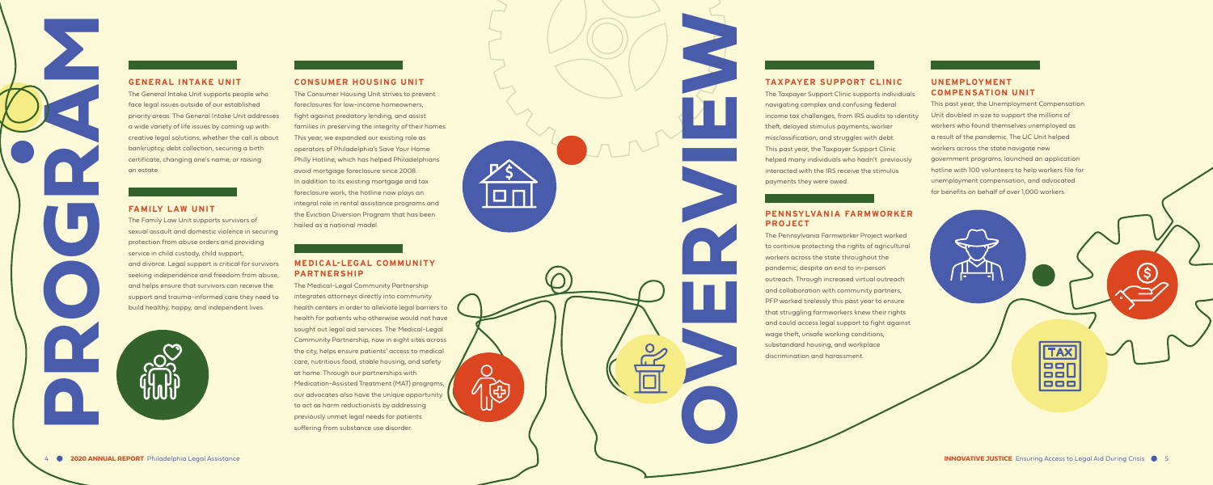# PROGRAM OVERVIEW

## GENERAL INTAKE UNIT

The General Intake Unit supports people who face legal issues outside of our established priority areas. The General Intake Unit addresses a wide variety of life issues by coming up with creative legal solutions, whether the call is about bankruptcy, debt collection, securing a birth certificate, changing one's name, or raising an estate.

## FAMILY LAW UNIT

The Family Law Unit supports survivors of sexual assault and domestic violence in securing protection from abuse orders and providing service in child custody, child support, and divorce. Legal support is critical for survivors seeking independence and freedom from abuse, and helps ensure that survivors can receive the support and trauma-informed care they need to build healthy, happy, and independent lives.

## CONSUMER HOUSING UNIT

The Consumer Housing Unit strives to prevent foreclosures for low-income homeowners, fight against predatory lending, and assist families in preserving the integrity of their homes. This year, we expanded our existing role as operators of Philadelphia's Save Your Home Philly Hotline, which has helped Philadelphians avoid mortgage foreclosure since 2008. In addition to its existing mortgage and tax foreclosure work, the hotline now plays an integral role in rental assistance programs and the Eviction Diversion Program that has been hailed as a national model.

## MEDICAL-LEGAL COMMUNITY PARTNERSHIP

The Medical-Legal Community Partnership integrates attorneys directly into community health centers in order to alleviate legal barriers to health for patients who otherwise would not have sought out legal aid services. The Medical-Legal Community Partnership, now in eight sites across the city, helps ensure patients' access to medical care, nutritious food, stable housing, and safety at home. Through our partnerships with Medication-Assisted Treatment (MAT) programs, our advocates also have the unique opportunity to act as harm reductionists by addressing previously unmet legal needs for patients suffering from substance use disorder.

## TAXPAYER SUPPORT CLINIC

The Taxpayer Support Clinic supports individuals navigating complex and confusing federal income tax challenges, from IRS audits to identity theft, delayed stimulus payments, worker misclassification, and struggles with debt. This past year, the Taxpayer Support Clinic helped many individuals who hadn't previously interacted with the IRS receive the stimulus payments they were owed.

## PENNSYLVANIA FARMWORKER PROJECT

The Pennsylvania Farmworker Project worked to continue protecting the rights of agricultural workers across the state throughout the pandemic, despite an end to in-person outreach. Through increased virtual outreach and collaboration with community partners, PFP worked tirelessly this past year to ensure that struggling farmworkers knew their rights and could access legal support to fight against wage theft, unsafe working conditions, substandard housing, and workplace discrimination and harassment.

## UNEMPLOYMENT COMPENSATION UNIT

This past year, the Unemployment Compensation Unit doubled in size to support the millions of workers who found themselves unemployed as a result of the pandemic. The UC Unit helped workers across the state navigate new government programs, launched an application hotline with 100 volunteers to help workers file for unemployment compensation, and advocated for benefits on behalf of over 1,000 workers.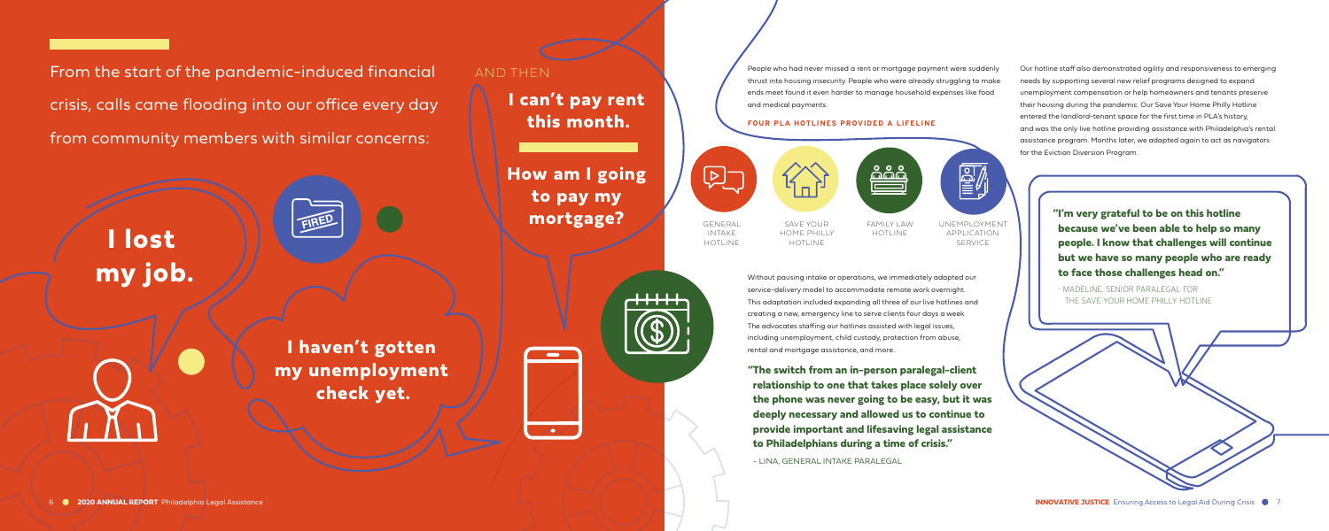From the start of the pandemic-induced financial crisis, calls came flooding into our office every day from community members with similar concerns:

**I lost my job.**

FIRED

AND THEN

**I can't pay rent this month.**

**How am I going to pay my mortgage?**

**I haven't gotten my unemployment check yet.**

People who had never missed a rent or mortgage payment were suddenly thrust into housing insecurity. People who were already struggling to make ends meet found it even harder to manage household expenses like food and medical payments.

**FOUR PLA HOTLINES PROVIDED A LIFELINE**

- GENERAL INTAKE HOTLINE
- SAVE YOUR HOME PHILLY HOTLINE
- FAMILY LAW HOTLINE
- UNEMPLOYMENT APPLICATION SERVICE

Without pausing intake or operations, we immediately adapted our service-delivery model to accommodate remote work overnight. This adaptation included expanding all three of our live hotlines and creating a new, emergency line to serve clients four days a week. The advocates staffing our hotlines assisted with legal issues, including unemployment, child custody, protection from abuse, rental and mortgage assistance, and more.

**"The switch from an in-person paralegal-client relationship to one that takes place solely over the phone was never going to be easy, but it was deeply necessary and allowed us to continue to provide important and lifesaving legal assistance to Philadelphians during a time of crisis."**

- LINA, GENERAL INTAKE PARALEGAL

Our hotline staff also demonstrated agility and responsiveness to emerging needs by supporting several new relief programs designed to expand unemployment compensation or help homeowners and tenants preserve their housing during the pandemic. Our Save Your Home Philly Hotline entered the landlord-tenant space for the first time in PLA's history, and was the only live hotline providing assistance with Philadelphia's rental assistance program. Months later, we adapted again to act as navigators for the Eviction Diversion Program.

**"I'm very grateful to be on this hotline because we've been able to help so many people. I know that challenges will continue but we have so many people who are ready to face those challenges head on."**

- MADELINE, SENIOR PARALEGAL FOR THE SAVE YOUR HOME PHILLY HOTLINE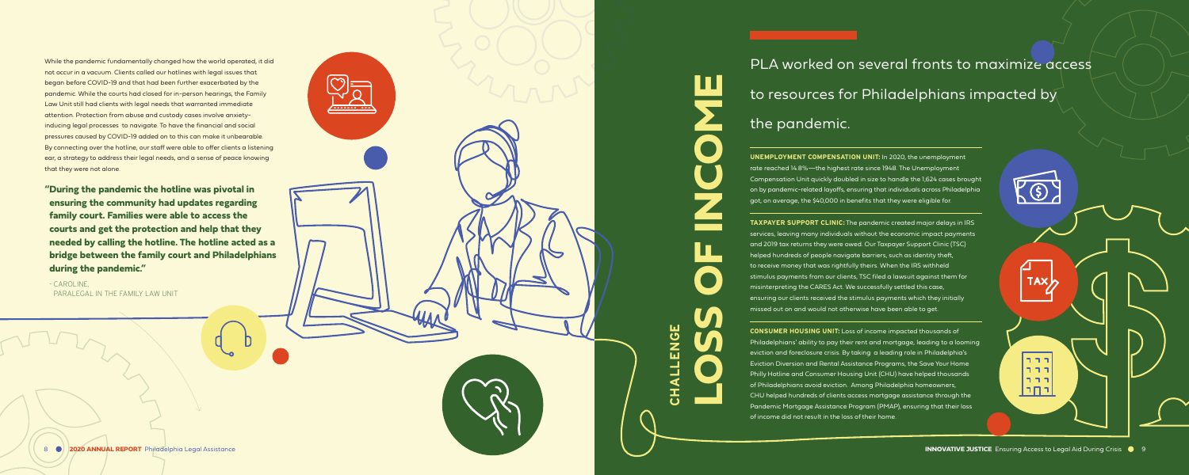While the pandemic fundamentally changed how the world operated, it did not occur in a vacuum. Clients called our hotlines with legal issues that began before COVID-19 and that had been further exacerbated by the pandemic. While the courts had closed for in-person hearings, the Family Law Unit still had clients with legal needs that warranted immediate attention. Protection from abuse and custody cases involve anxiety-inducing legal processes to navigate. To have the financial and social pressures caused by COVID-19 added on to this can make it unbearable. By connecting over the hotline, our staff were able to offer clients a listening ear, a strategy to address their legal needs, and a sense of peace knowing that they were not alone.

**"During the pandemic the hotline was pivotal in ensuring the community had updates regarding family court. Families were able to access the courts and get the protection and help that they needed by calling the hotline. The hotline acted as a bridge between the family court and Philadelphians during the pandemic."**

- CAROLINE,
PARALEGAL IN THE FAMILY LAW UNIT

# CHALLENGE: LOSS OF INCOME

## PLA worked on several fronts to maximize access to resources for Philadelphians impacted by the pandemic.

**UNEMPLOYMENT COMPENSATION UNIT:** In 2020, the unemployment rate reached 14.8%—the highest rate since 1948. The Unemployment Compensation Unit quickly doubled in size to handle the 1,624 cases brought on by pandemic-related layoffs, ensuring that individuals across Philadelphia got, on average, the $40,000 in benefits that they were eligible for.

**TAXPAYER SUPPORT CLINIC:** The pandemic created major delays in IRS services, leaving many individuals without the economic impact payments and 2019 tax returns they were owed. Our Taxpayer Support Clinic (TSC) helped hundreds of people navigate barriers, such as identity theft, to receive money that was rightfully theirs. When the IRS withheld stimulus payments from our clients, TSC filed a lawsuit against them for misinterpreting the CARES Act. We successfully settled this case, ensuring our clients received the stimulus payments which they initially missed out on and would not otherwise have been able to get.

**CONSUMER HOUSING UNIT:** Loss of income impacted thousands of Philadelphians' ability to pay their rent and mortgage, leading to a looming eviction and foreclosure crisis. By taking a leading role in Philadelphia's Eviction Diversion and Rental Assistance Programs, the Save Your Home Philly Hotline and Consumer Housing Unit (CHU) have helped thousands of Philadelphians avoid eviction. Among Philadelphia homeowners, CHU helped hundreds of clients access mortgage assistance through the Pandemic Mortgage Assistance Program (PMAP), ensuring that their loss of income did not result in the loss of their home.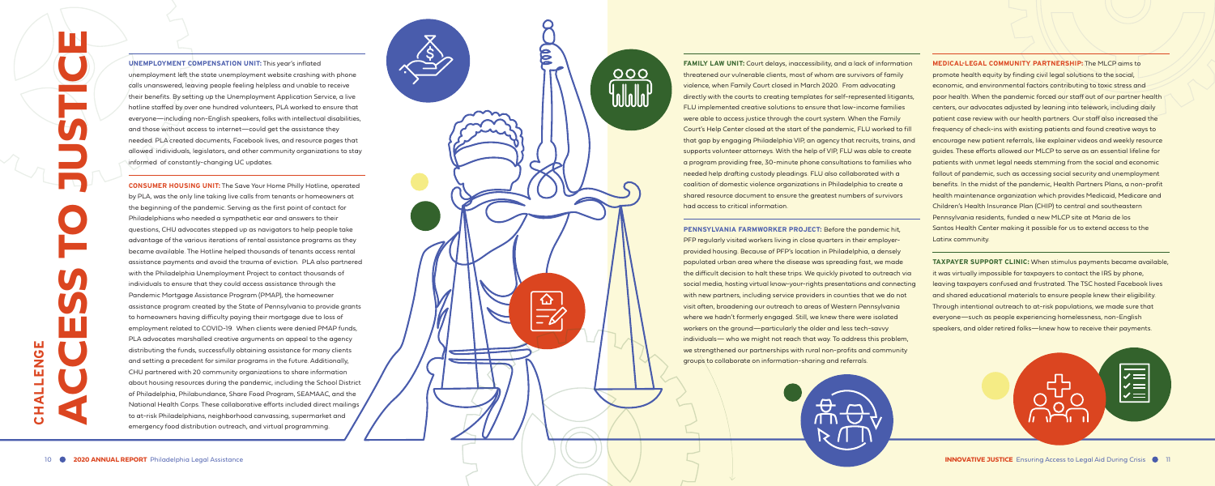# CHALLENGE: ACCESS TO JUSTICE

**UNEMPLOYMENT COMPENSATION UNIT:** This year's inflated unemployment left the state unemployment website crashing with phone calls unanswered, leaving people feeling helpless and unable to receive their benefits. By setting up the Unemployment Application Service, a live hotline staffed by over one hundred volunteers, PLA worked to ensure that everyone—including non-English speakers, folks with intellectual disabilities, and those without access to internet—could get the assistance they needed. PLA created documents, Facebook lives, and resource pages that allowed individuals, legislators, and other community organizations to stay informed of constantly-changing UC updates.

**CONSUMER HOUSING UNIT:** The Save Your Home Philly Hotline, operated by PLA, was the only line taking live calls from tenants or homeowners at the beginning of the pandemic. Serving as the first point of contact for Philadelphians who needed a sympathetic ear and answers to their questions, CHU advocates stepped up as navigators to help people take advantage of the various iterations of rental assistance programs as they became available. The Hotline helped thousands of tenants access rental assistance payments and avoid the trauma of eviction. PLA also partnered with the Philadelphia Unemployment Project to contact thousands of individuals to ensure that they could access assistance through the Pandemic Mortgage Assistance Program (PMAP), the homeowner assistance program created by the State of Pennsylvania to provide grants to homeowners having difficulty paying their mortgage due to loss of employment related to COVID-19. When clients were denied PMAP funds, PLA advocates marshalled creative arguments on appeal to the agency distributing the funds, successfully obtaining assistance for many clients and setting a precedent for similar programs in the future. Additionally, CHU partnered with 20 community organizations to share information about housing resources during the pandemic, including the School District of Philadelphia, Philabundance, Share Food Program, SEAMAAC, and the National Health Corps. These collaborative efforts included direct mailings to at-risk Philadelphians, neighborhood canvassing, supermarket and emergency food distribution outreach, and virtual programming.

**FAMILY LAW UNIT:** Court delays, inaccessibility, and a lack of information threatened our vulnerable clients, most of whom are survivors of family violence, when Family Court closed in March 2020. From advocating directly with the courts to creating templates for self-represented litigants, FLU implemented creative solutions to ensure that low-income families were able to access justice through the court system. When the Family Court's Help Center closed at the start of the pandemic, FLU worked to fill that gap by engaging Philadelphia VIP, an agency that recruits, trains, and supports volunteer attorneys. With the help of VIP, FLU was able to create a program providing free, 30-minute phone consultations to families who needed help drafting custody pleadings. FLU also collaborated with a coalition of domestic violence organizations in Philadelphia to create a shared resource document to ensure the greatest numbers of survivors had access to critical information.

**PENNSYLVANIA FARMWORKER PROJECT:** Before the pandemic hit, PFP regularly visited workers living in close quarters in their employer-provided housing. Because of PFP's location in Philadelphia, a densely populated urban area where the disease was spreading fast, we made the difficult decision to halt these trips. We quickly pivoted to outreach via social media, hosting virtual know-your-rights presentations and connecting with new partners, including service providers in counties that we do not visit often, broadening our outreach to areas of Western Pennsylvania where we hadn't formerly engaged. Still, we knew there were isolated workers on the ground—particularly the older and less tech-savvy individuals— who we might not reach that way. To address this problem, we strengthened our partnerships with rural non-profits and community groups to collaborate on information-sharing and referrals.

**MEDICAL-LEGAL COMMUNITY PARTNERSHIP:** The MLCP aims to promote health equity by finding civil legal solutions to the social, economic, and environmental factors contributing to toxic stress and poor health. When the pandemic forced our staff out of our partner health centers, our advocates adjusted by leaning into telework, including daily patient case review with our health partners. Our staff also increased the frequency of check-ins with existing patients and found creative ways to encourage new patient referrals, like explainer videos and weekly resource guides. These efforts allowed our MLCP to serve as an essential lifeline for patients with unmet legal needs stemming from the social and economic fallout of pandemic, such as accessing social security and unemployment benefits. In the midst of the pandemic, Health Partners Plans, a non-profit health maintenance organization which provides Medicaid, Medicare and Children's Health Insurance Plan (CHIP) to central and southeastern Pennsylvania residents, funded a new MLCP site at Maria de los Santos Health Center making it possible for us to extend access to the Latinx community.

**TAXPAYER SUPPORT CLINIC:** When stimulus payments became available, it was virtually impossible for taxpayers to contact the IRS by phone, leaving taxpayers confused and frustrated. The TSC hosted Facebook lives and shared educational materials to ensure people knew their eligibility. Through intentional outreach to at-risk populations, we made sure that everyone—such as people experiencing homelessness, non-English speakers, and older retired folks—knew how to receive their payments.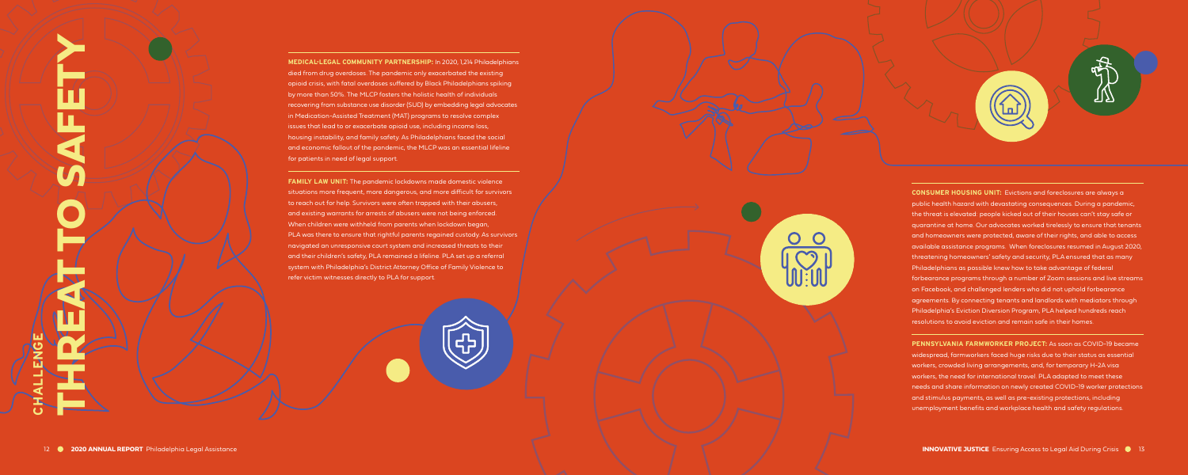## CHALLENGE

# THREAT TO SAFETY

**MEDICAL-LEGAL COMMUNITY PARTNERSHIP:** In 2020, 1,214 Philadelphians died from drug overdoses. The pandemic only exacerbated the existing opioid crisis, with fatal overdoses suffered by Black Philadelphians spiking by more than 50%. The MLCP fosters the holistic health of individuals recovering from substance use disorder (SUD) by embedding legal advocates in Medication-Assisted Treatment (MAT) programs to resolve complex issues that lead to or exacerbate opioid use, including income loss, housing instability, and family safety. As Philadelphians faced the social and economic fallout of the pandemic, the MLCP was an essential lifeline for patients in need of legal support.

**FAMILY LAW UNIT:** The pandemic lockdowns made domestic violence situations more frequent, more dangerous, and more difficult for survivors to reach out for help. Survivors were often trapped with their abusers, and existing warrants for arrests of abusers were not being enforced. When children were withheld from parents when lockdown began, PLA was there to ensure that rightful parents regained custody. As survivors navigated an unresponsive court system and increased threats to their and their children's safety, PLA remained a lifeline. PLA set up a referral system with Philadelphia's District Attorney Office of Family Violence to refer victim witnesses directly to PLA for support.

**CONSUMER HOUSING UNIT:** Evictions and foreclosures are always a public health hazard with devastating consequences. During a pandemic, the threat is elevated: people kicked out of their houses can't stay safe or quarantine at home. Our advocates worked tirelessly to ensure that tenants and homeowners were protected, aware of their rights, and able to access available assistance programs. When foreclosures resumed in August 2020, threatening homeowners' safety and security, PLA ensured that as many Philadelphians as possible knew how to take advantage of federal forbearance programs through a number of Zoom sessions and live streams on Facebook, and challenged lenders who did not uphold forbearance agreements. By connecting tenants and landlords with mediators through Philadelphia's Eviction Diversion Program, PLA helped hundreds reach resolutions to avoid eviction and remain safe in their homes.

**PENNSYLVANIA FARMWORKER PROJECT:** As soon as COVID-19 became widespread, farmworkers faced huge risks due to their status as essential workers, crowded living arrangements, and, for temporary H-2A visa workers, the need for international travel. PLA adapted to meet these needs and share information on newly created COVID-19 worker protections and stimulus payments, as well as pre-existing protections, including unemployment benefits and workplace health and safety regulations.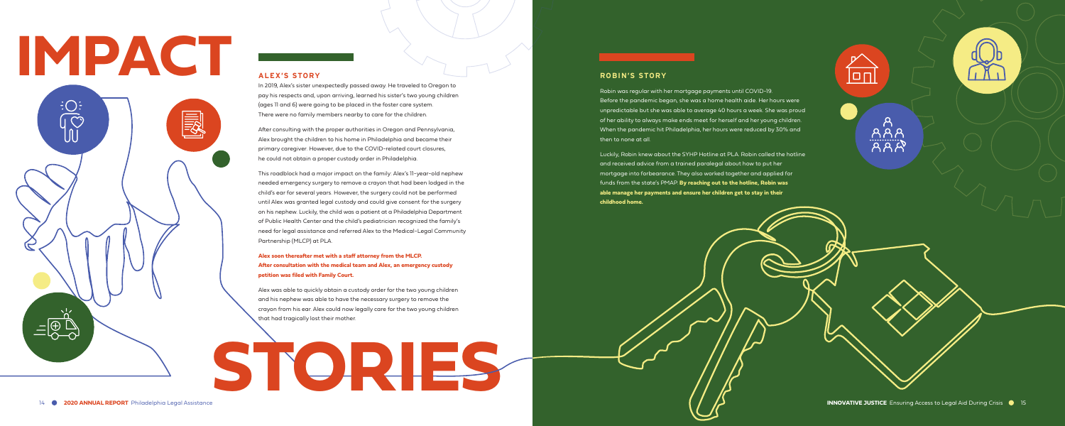# IMPACT STORIES

## ALEX'S STORY

In 2019, Alex's sister unexpectedly passed away. He traveled to Oregon to pay his respects and, upon arriving, learned his sister's two young children (ages 11 and 6) were going to be placed in the foster care system. There were no family members nearby to care for the children.

After consulting with the proper authorities in Oregon and Pennsylvania, Alex brought the children to his home in Philadelphia and became their primary caregiver. However, due to the COVID-related court closures, he could not obtain a proper custody order in Philadelphia.

This roadblock had a major impact on the family: Alex's 11-year-old nephew needed emergency surgery to remove a crayon that had been lodged in the child's ear for several years. However, the surgery could not be performed until Alex was granted legal custody and could give consent for the surgery on his nephew. Luckily, the child was a patient at a Philadelphia Department of Public Health Center and the child's pediatrician recognized the family's need for legal assistance and referred Alex to the Medical-Legal Community Partnership (MLCP) at PLA.

**Alex soon thereafter met with a staff attorney from the MLCP. After consultation with the medical team and Alex, an emergency custody petition was filed with Family Court.**

Alex was able to quickly obtain a custody order for the two young children and his nephew was able to have the necessary surgery to remove the crayon from his ear. Alex could now legally care for the two young children that had tragically lost their mother.

## ROBIN'S STORY

Robin was regular with her mortgage payments until COVID-19. Before the pandemic began, she was a home health aide. Her hours were unpredictable but she was able to average 40 hours a week. She was proud of her ability to always make ends meet for herself and her young children. When the pandemic hit Philadelphia, her hours were reduced by 30% and then to none at all.

Luckily, Robin knew about the SYHP Hotline at PLA. Robin called the hotline and received advice from a trained paralegal about how to put her mortgage into forbearance. They also worked together and applied for funds from the state's PMAP. **By reaching out to the hotline, Robin was able manage her payments and ensure her children get to stay in their childhood home.**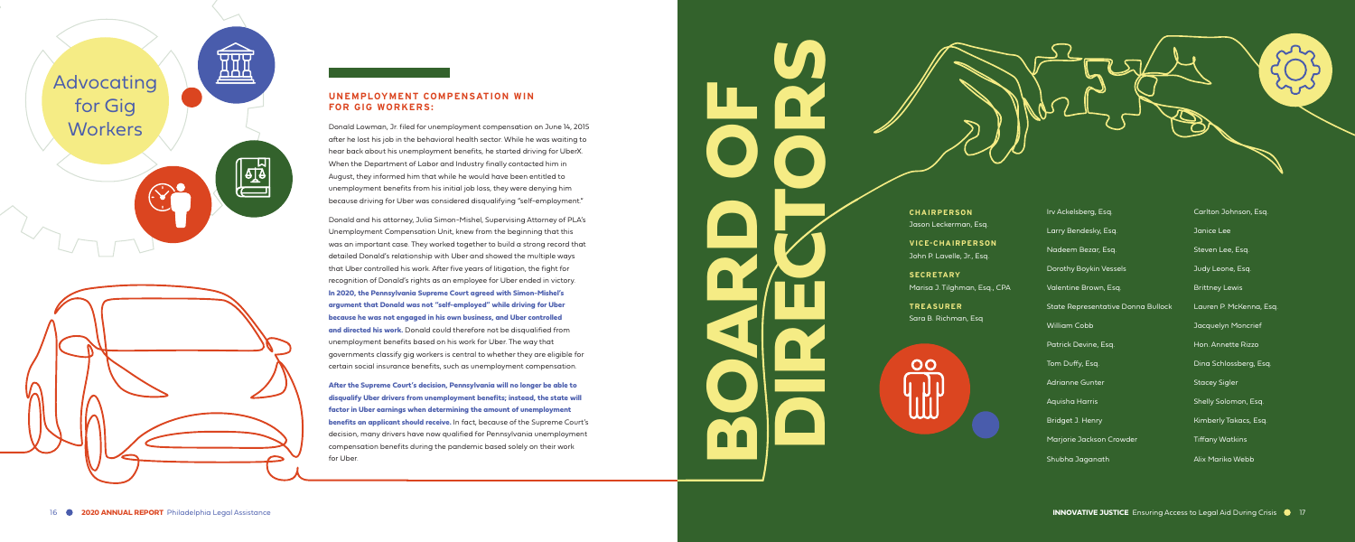## Advocating for Gig Workers

### UNEMPLOYMENT COMPENSATION WIN FOR GIG WORKERS:

Donald Lowman, Jr. filed for unemployment compensation on June 14, 2015 after he lost his job in the behavioral health sector. While he was waiting to hear back about his unemployment benefits, he started driving for UberX. When the Department of Labor and Industry finally contacted him in August, they informed him that while he would have been entitled to unemployment benefits from his initial job loss, they were denying him because driving for Uber was considered disqualifying "self-employment."

Donald and his attorney, Julia Simon-Mishel, Supervising Attorney of PLA's Unemployment Compensation Unit, knew from the beginning that this was an important case. They worked together to build a strong record that detailed Donald's relationship with Uber and showed the multiple ways that Uber controlled his work. After five years of litigation, the fight for recognition of Donald's rights as an employee for Uber ended in victory. **In 2020, the Pennsylvania Supreme Court agreed with Simon-Mishel's argument that Donald was not "self-employed" while driving for Uber because he was not engaged in his own business, and Uber controlled and directed his work.** Donald could therefore not be disqualified from unemployment benefits based on his work for Uber. The way that governments classify gig workers is central to whether they are eligible for certain social insurance benefits, such as unemployment compensation.

**After the Supreme Court's decision, Pennsylvania will no longer be able to disqualify Uber drivers from unemployment benefits; instead, the state will factor in Uber earnings when determining the amount of unemployment benefits an applicant should receive.** In fact, because of the Supreme Court's decision, many drivers have now qualified for Pennsylvania unemployment compensation benefits during the pandemic based solely on their work for Uber.

# BOARD OF DIRECTORS

**CHAIRPERSON**
Jason Leckerman, Esq.

**VICE-CHAIRPERSON**
John P. Lavelle, Jr., Esq.

**SECRETARY**
Marisa J. Tilghman, Esq., CPA

**TREASURER**
Sara B. Richman, Esq.

Irv Ackelsberg, Esq.
Larry Bendesky, Esq.
Nadeem Bezar, Esq.
Dorothy Boykin Vessels
Valentine Brown, Esq.
State Representative Donna Bullock
William Cobb
Patrick Devine, Esq.
Tom Duffy, Esq.
Adrianne Gunter
Aquisha Harris
Bridget J. Henry
Marjorie Jackson Crowder
Shubha Jaganath

Carlton Johnson, Esq.
Janice Lee
Steven Lee, Esq.
Judy Leone, Esq.
Brittney Lewis
Lauren P. McKenna, Esq.
Jacquelyn Moncrief
Hon. Annette Rizzo
Dina Schlossberg, Esq.
Stacey Sigler
Shelly Solomon, Esq.
Kimberly Takacs, Esq.
Tiffany Watkins
Alix Mariko Webb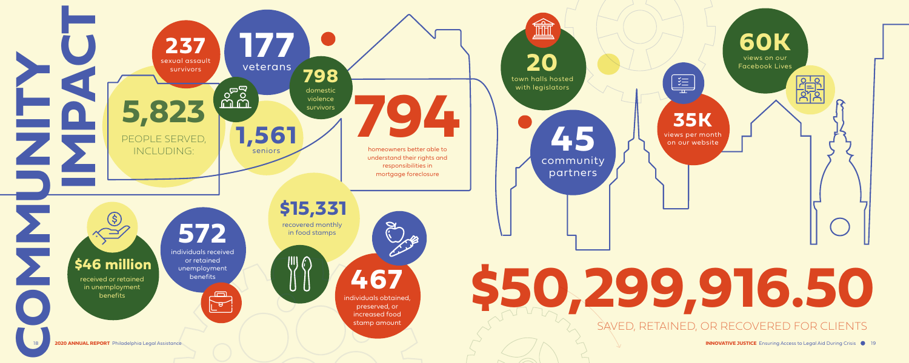# COMMUNITY IMPACT

**5,823** PEOPLE SERVED, INCLUDING:

- **237** sexual assault survivors
- **177** veterans
- **798** domestic violence survivors
- **1,561** seniors

**794** homeowners better able to understand their rights and responsibilities in mortgage foreclosure

**$46 million** received or retained in unemployment benefits

**572** individuals received or retained unemployment benefits

**$15,331** recovered monthly in food stamps

**467** individuals obtained, preserved, or increased food stamp amount

**20** town halls hosted with legislators

**45** community partners

**60K** views on our Facebook Lives

**35K** views per month on our website

**$50,299,916.50** SAVED, RETAINED, OR RECOVERED FOR CLIENTS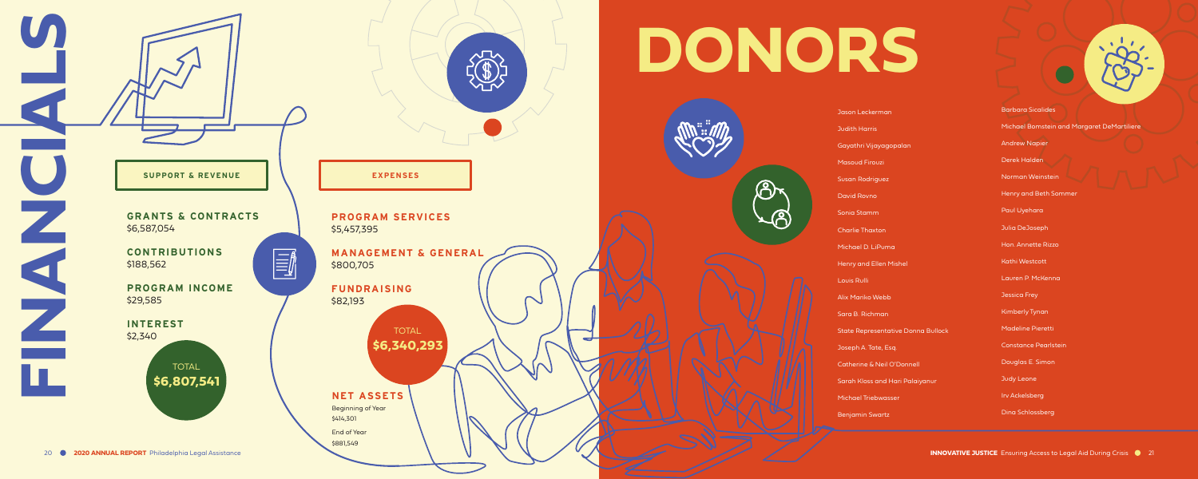# FINANCIALS

## SUPPORT & REVENUE

**GRANTS & CONTRACTS**
$6,587,054

**CONTRIBUTIONS**
$188,562

**PROGRAM INCOME**
$29,585

**INTEREST**
$2,340

TOTAL
**$6,807,541**

## EXPENSES

**PROGRAM SERVICES**
$5,457,395

**MANAGEMENT & GENERAL**
$800,705

**FUNDRAISING**
$82,193

TOTAL
**$6,340,293**

**NET ASSETS**

Beginning of Year
$414,301

End of Year
$881,549

# DONORS

Jason Leckerman

Judith Harris

Gayathri Vijayagopalan

Masoud Firouzi

Susan Rodriguez

David Rovno

Sonia Stamm

Charlie Thaxton

Michael D. LiPuma

Henry and Ellen Mishel

Louis Rulli

Alix Mariko Webb

Sara B. Richman

State Representative Donna Bullock

Joseph A. Tate, Esq.

Catherine & Neil O'Donnell

Sarah Kloss and Hari Palaiyanur

Michael Triebwasser

Benjamin Swartz

Barbara Sicalides

Michael Bornstein and Margaret DeMartiliere

Andrew Napier

Derek Halden

Norman Weinstein

Henry and Beth Sommer

Paul Uyehara

Julia DeJoseph

Hon. Annette Rizzo

Kathi Westcott

Lauren P. McKenna

Jessica Frey

Kimberly Tynan

Madeline Pieretti

Constance Pearlstein

Douglas E. Simon

Judy Leone

Irv Ackelsberg

Dina Schlossberg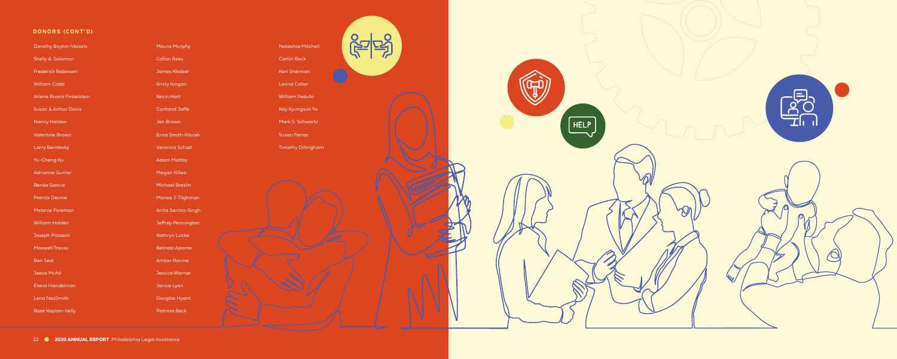## DONORS (CONT'D)

Dorothy Boykin-Vessels

Shelly A. Solomon

Frederick Robinson

William Cobb

Arlene Rivera Finkelstein

Susan & Arthur Davis

Nancy Halden

Valentine Brown

Larry Bendesky

Yu-Cheng Ku

Adrianne Gunter

Renée Garcia

Patrick Devine

Melanie Foreman

William Halden

Joseph Piasecki

Maxwell Trauss

Ben Seal

Jeeva Muhil

Elana Handelman

Lena NesSmith

Rose Kaplan-Kelly

Maura Murphy

Callan Rees

James Klaiber

Kristy Kingan

Kevin Hart

Cortland Jaffe

Jen Brown

Erica Smith-Klocek

Veronica Schad

Adam Maltby

Megan Killea

Michael Breslin

Marisa J. Tilghman

Anita Santos-Singh

Jeffrey Pennington

Kathryn Locke

Belinda Aponte

Amber Racine

Jessica Werner

Janice Lyon

Douglas Hyant

Patricia Beck

Natashia Mitchell

Caitlin Beck

Karl Sherman

Leona Colter

William Fedullo

Kay Kyungsun Yu

Mark S. Schwartz

Susan Farrar

Timothy Dillingham

HELP